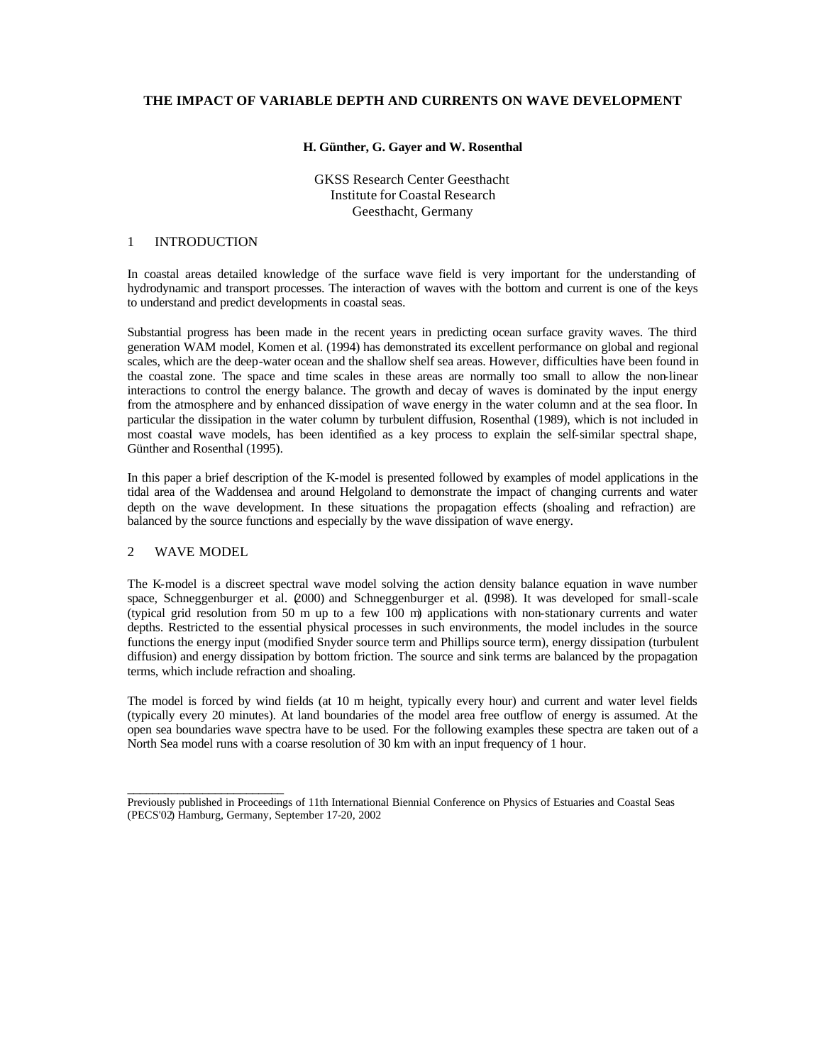# THE IMPACT OF VARIABLE DEPTH AND CURRENTS ON WAVE DEVELOPMENT

**H. Günther, G. Gayer and W. Rosenthal**

GKSS Research Center Geesthacht
Institute for Coastal Research
Geesthacht, Germany

## 1 INTRODUCTION

In coastal areas detailed knowledge of the surface wave field is very important for the understanding of hydrodynamic and transport processes. The interaction of waves with the bottom and current is one of the keys to understand and predict developments in coastal seas.

Substantial progress has been made in the recent years in predicting ocean surface gravity waves. The third generation WAM model, Komen et al. (1994) has demonstrated its excellent performance on global and regional scales, which are the deep-water ocean and the shallow shelf sea areas. However, difficulties have been found in the coastal zone. The space and time scales in these areas are normally too small to allow the non-linear interactions to control the energy balance. The growth and decay of waves is dominated by the input energy from the atmosphere and by enhanced dissipation of wave energy in the water column and at the sea floor. In particular the dissipation in the water column by turbulent diffusion, Rosenthal (1989), which is not included in most coastal wave models, has been identified as a key process to explain the self-similar spectral shape, Günther and Rosenthal (1995).

In this paper a brief description of the K-model is presented followed by examples of model applications in the tidal area of the Waddensea and around Helgoland to demonstrate the impact of changing currents and water depth on the wave development. In these situations the propagation effects (shoaling and refraction) are balanced by the source functions and especially by the wave dissipation of wave energy.

## 2 WAVE MODEL

The K-model is a discreet spectral wave model solving the action density balance equation in wave number space, Schneggenburger et al. (2000) and Schneggenburger et al. (1998). It was developed for small-scale (typical grid resolution from 50 m up to a few 100 m) applications with non-stationary currents and water depths. Restricted to the essential physical processes in such environments, the model includes in the source functions the energy input (modified Snyder source term and Phillips source term), energy dissipation (turbulent diffusion) and energy dissipation by bottom friction. The source and sink terms are balanced by the propagation terms, which include refraction and shoaling.

The model is forced by wind fields (at 10 m height, typically every hour) and current and water level fields (typically every 20 minutes). At land boundaries of the model area free outflow of energy is assumed. At the open sea boundaries wave spectra have to be used. For the following examples these spectra are taken out of a North Sea model runs with a coarse resolution of 30 km with an input frequency of 1 hour.

---

Previously published in Proceedings of 11th International Biennial Conference on Physics of Estuaries and Coastal Seas (PECS'02) Hamburg, Germany, September 17-20, 2002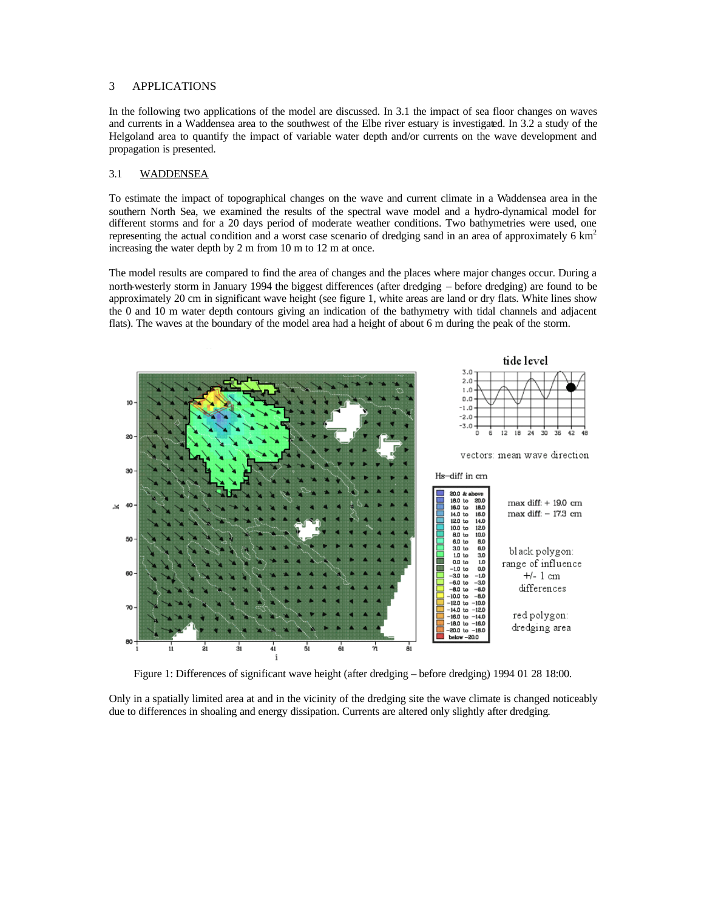## 3 APPLICATIONS

In the following two applications of the model are discussed. In 3.1 the impact of sea floor changes on waves and currents in a Waddensea area to the southwest of the Elbe river estuary is investigated. In 3.2 a study of the Helgoland area to quantify the impact of variable water depth and/or currents on the wave development and propagation is presented.

### 3.1 WADDENSEA

To estimate the impact of topographical changes on the wave and current climate in a Waddensea area in the southern North Sea, we examined the results of the spectral wave model and a hydro-dynamical model for different storms and for a 20 days period of moderate weather conditions. Two bathymetries were used, one representing the actual condition and a worst case scenario of dredging sand in an area of approximately 6 km$^2$ increasing the water depth by 2 m from 10 m to 12 m at once.

The model results are compared to find the area of changes and the places where major changes occur. During a north-westerly storm in January 1994 the biggest differences (after dredging – before dredging) are found to be approximately 20 cm in significant wave height (see figure 1, white areas are land or dry flats. White lines show the 0 and 10 m water depth contours giving an indication of the bathymetry with tidal channels and adjacent flats). The waves at the boundary of the model area had a height of about 6 m during the peak of the storm.

Figure 1: Differences of significant wave height (after dredging – before dredging) 1994 01 28 18:00.

Only in a spatially limited area at and in the vicinity of the dredging site the wave climate is changed noticeably due to differences in shoaling and energy dissipation. Currents are altered only slightly after dredging.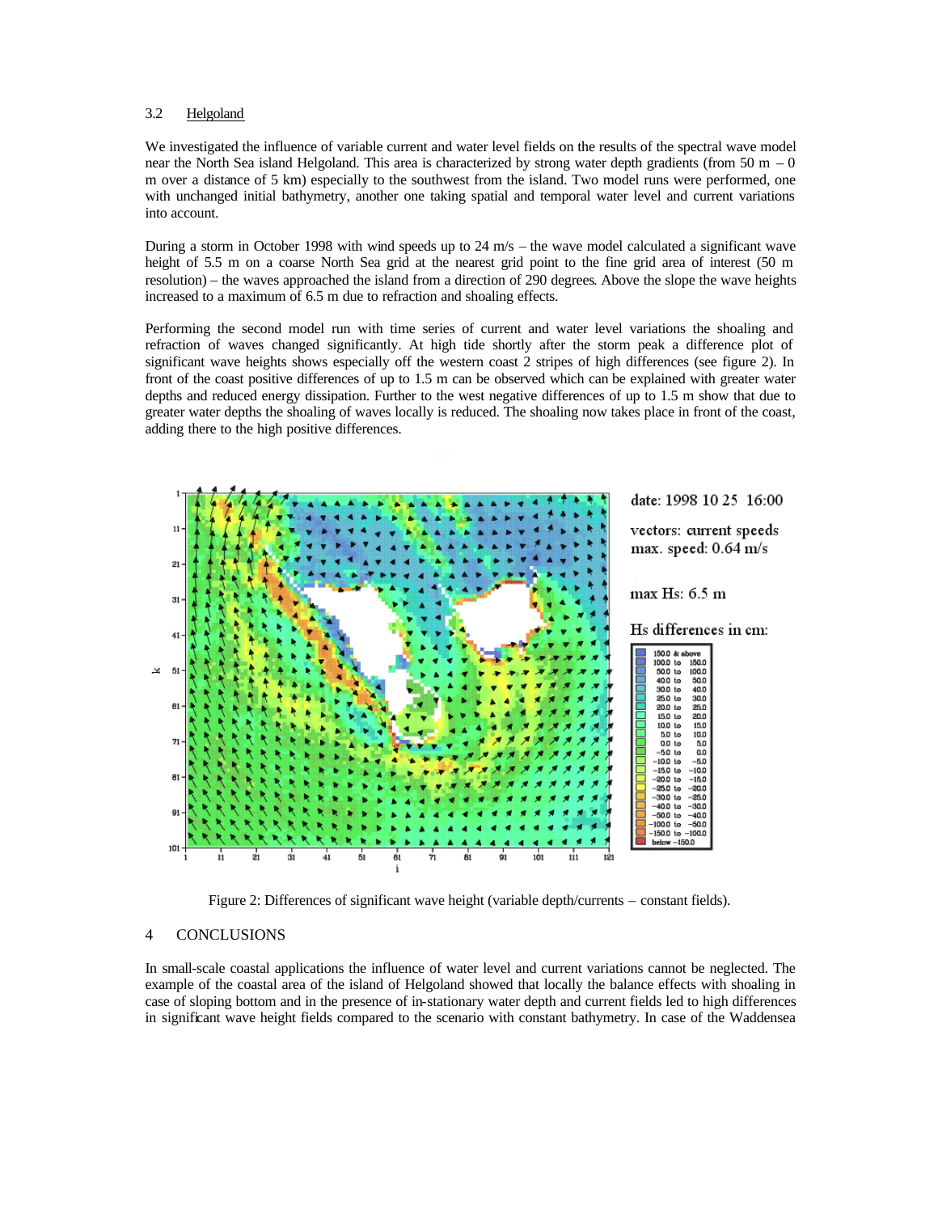### 3.2 Helgoland

We investigated the influence of variable current and water level fields on the results of the spectral wave model near the North Sea island Helgoland. This area is characterized by strong water depth gradients (from 50 m – 0 m over a distance of 5 km) especially to the southwest from the island. Two model runs were performed, one with unchanged initial bathymetry, another one taking spatial and temporal water level and current variations into account.

During a storm in October 1998 with wind speeds up to 24 m/s – the wave model calculated a significant wave height of 5.5 m on a coarse North Sea grid at the nearest grid point to the fine grid area of interest (50 m resolution) – the waves approached the island from a direction of 290 degrees. Above the slope the wave heights increased to a maximum of 6.5 m due to refraction and shoaling effects.

Performing the second model run with time series of current and water level variations the shoaling and refraction of waves changed significantly. At high tide shortly after the storm peak a difference plot of significant wave heights shows especially off the western coast 2 stripes of high differences (see figure 2). In front of the coast positive differences of up to 1.5 m can be observed which can be explained with greater water depths and reduced energy dissipation. Further to the west negative differences of up to 1.5 m show that due to greater water depths the shoaling of waves locally is reduced. The shoaling now takes place in front of the coast, adding there to the high positive differences.

Figure 2: Differences of significant wave height (variable depth/currents – constant fields).

## 4 CONCLUSIONS

In small-scale coastal applications the influence of water level and current variations cannot be neglected. The example of the coastal area of the island of Helgoland showed that locally the balance effects with shoaling in case of sloping bottom and in the presence of in-stationary water depth and current fields led to high differences in significant wave height fields compared to the scenario with constant bathymetry. In case of the Waddensea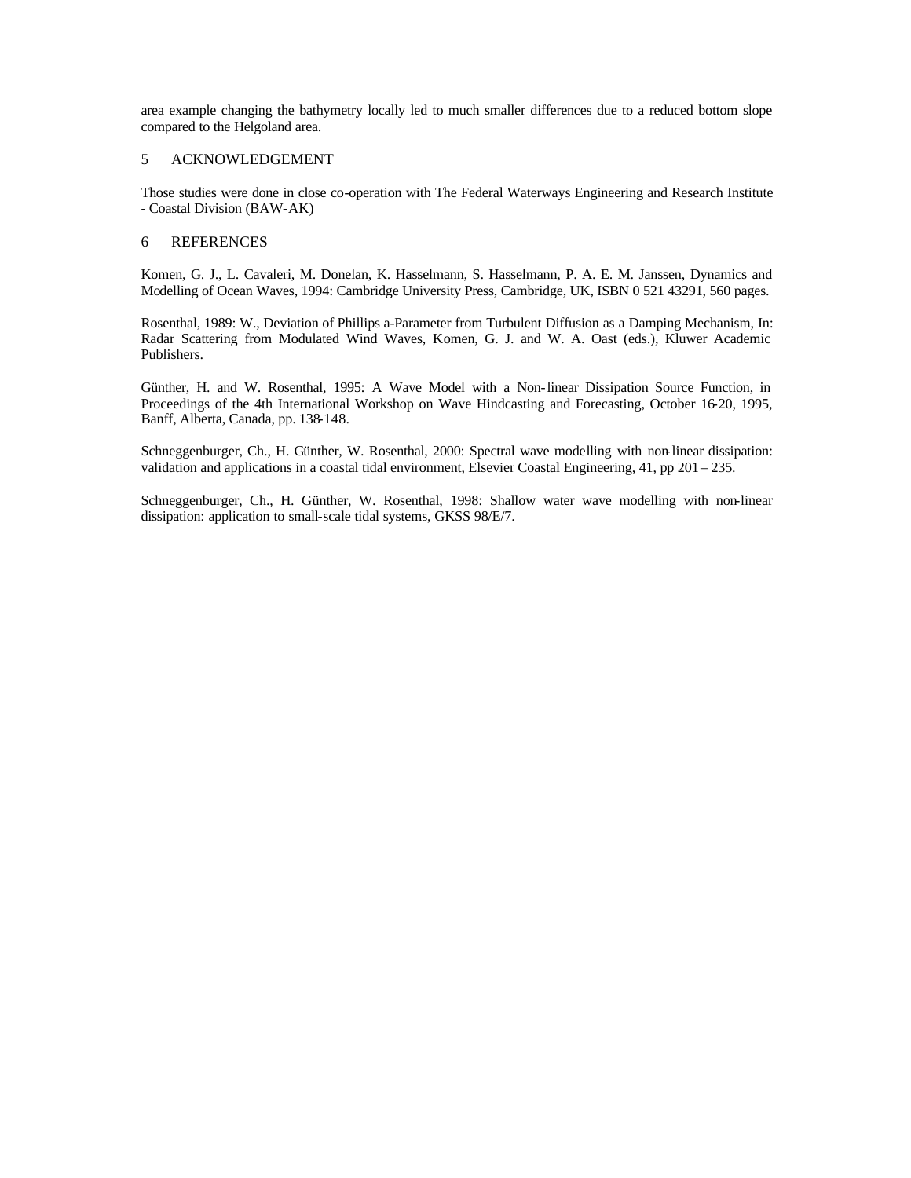area example changing the bathymetry locally led to much smaller differences due to a reduced bottom slope compared to the Helgoland area.

## 5 ACKNOWLEDGEMENT

Those studies were done in close co-operation with The Federal Waterways Engineering and Research Institute - Coastal Division (BAW-AK)

## 6 REFERENCES

Komen, G. J., L. Cavaleri, M. Donelan, K. Hasselmann, S. Hasselmann, P. A. E. M. Janssen, Dynamics and Modelling of Ocean Waves, 1994: Cambridge University Press, Cambridge, UK, ISBN 0 521 43291, 560 pages.

Rosenthal, 1989: W., Deviation of Phillips a-Parameter from Turbulent Diffusion as a Damping Mechanism, In: Radar Scattering from Modulated Wind Waves, Komen, G. J. and W. A. Oast (eds.), Kluwer Academic Publishers.

Günther, H. and W. Rosenthal, 1995: A Wave Model with a Non-linear Dissipation Source Function, in Proceedings of the 4th International Workshop on Wave Hindcasting and Forecasting, October 16-20, 1995, Banff, Alberta, Canada, pp. 138-148.

Schneggenburger, Ch., H. Günther, W. Rosenthal, 2000: Spectral wave modelling with non-linear dissipation: validation and applications in a coastal tidal environment, Elsevier Coastal Engineering, 41, pp 201 – 235.

Schneggenburger, Ch., H. Günther, W. Rosenthal, 1998: Shallow water wave modelling with non-linear dissipation: application to small-scale tidal systems, GKSS 98/E/7.